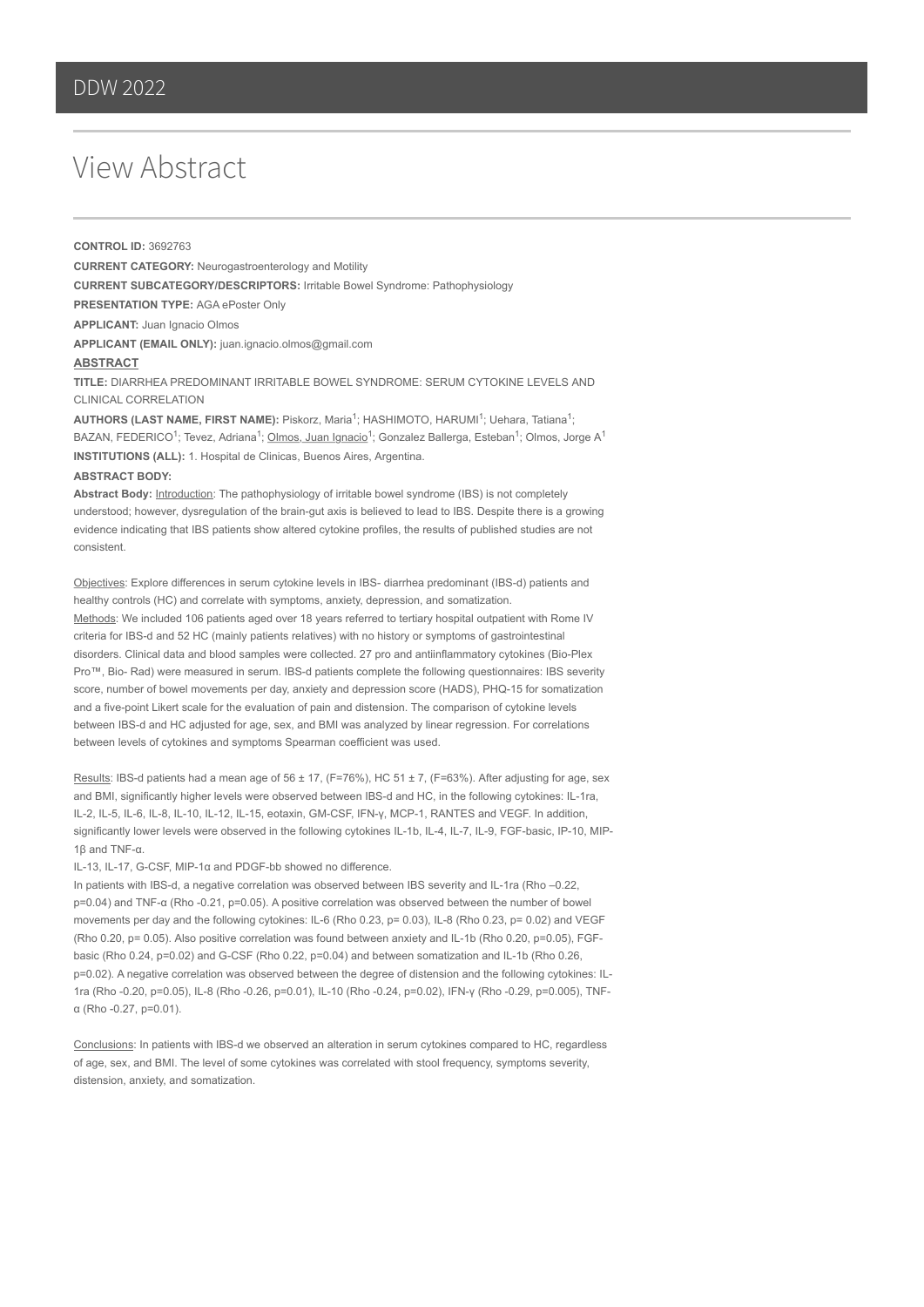# View Abstract

**CONTROL ID:** 3692763

**CURRENT CATEGORY:** Neurogastroenterology and Motility

**CURRENT SUBCATEGORY/DESCRIPTORS:** Irritable Bowel Syndrome: Pathophysiology

**PRESENTATION TYPE:** AGA ePoster Only

**APPLICANT:** Juan Ignacio Olmos

**APPLICANT (EMAIL ONLY):** juan.ignacio.olmos@gmail.com

## ABSTRACT

**TITLE:** DIARRHEA PREDOMINANT IRRITABLE BOWEL SYNDROME: SERUM CYTOKINE LEVELS AND CLINICAL CORRELATION

**AUTHORS (LAST NAME, FIRST NAME):** Piskorz, Maria[1]; HASHIMOTO, HARUMI[1]; Uehara, Tatiana[1]; BAZAN, FEDERICO[1]; Tevez, Adriana[1]; Olmos, Juan Ignacio[1]; Gonzalez Ballerga, Esteban[1]; Olmos, Jorge A[1]

**INSTITUTIONS (ALL):** 1. Hospital de Clinicas, Buenos Aires, Argentina.

**ABSTRACT BODY:**

**Abstract Body:** Introduction: The pathophysiology of irritable bowel syndrome (IBS) is not completely understood; however, dysregulation of the brain-gut axis is believed to lead to IBS. Despite there is a growing evidence indicating that IBS patients show altered cytokine profiles, the results of published studies are not consistent.

Objectives: Explore differences in serum cytokine levels in IBS- diarrhea predominant (IBS-d) patients and healthy controls (HC) and correlate with symptoms, anxiety, depression, and somatization.

Methods: We included 106 patients aged over 18 years referred to tertiary hospital outpatient with Rome IV criteria for IBS-d and 52 HC (mainly patients relatives) with no history or symptoms of gastrointestinal disorders. Clinical data and blood samples were collected. 27 pro and antiinflammatory cytokines (Bio-Plex Pro™, Bio- Rad) were measured in serum. IBS-d patients complete the following questionnaires: IBS severity score, number of bowel movements per day, anxiety and depression score (HADS), PHQ-15 for somatization and a five-point Likert scale for the evaluation of pain and distension. The comparison of cytokine levels between IBS-d and HC adjusted for age, sex, and BMI was analyzed by linear regression. For correlations between levels of cytokines and symptoms Spearman coefficient was used.

Results: IBS-d patients had a mean age of 56 ± 17, (F=76%), HC 51 ± 7, (F=63%). After adjusting for age, sex and BMI, significantly higher levels were observed between IBS-d and HC, in the following cytokines: IL-1ra, IL-2, IL-5, IL-6, IL-8, IL-10, IL-12, IL-15, eotaxin, GM-CSF, IFN-γ, MCP-1, RANTES and VEGF. In addition, significantly lower levels were observed in the following cytokines IL-1b, IL-4, IL-7, IL-9, FGF-basic, IP-10, MIP-1β and TNF-α.

IL-13, IL-17, G-CSF, MIP-1α and PDGF-bb showed no difference.

In patients with IBS-d, a negative correlation was observed between IBS severity and IL-1ra (Rho –0.22, p=0.04) and TNF-α (Rho -0.21, p=0.05). A positive correlation was observed between the number of bowel movements per day and the following cytokines: IL-6 (Rho 0.23, p= 0.03), IL-8 (Rho 0.23, p= 0.02) and VEGF (Rho 0.20, p= 0.05). Also positive correlation was found between anxiety and IL-1b (Rho 0.20, p=0.05), FGF-basic (Rho 0.24, p=0.02) and G-CSF (Rho 0.22, p=0.04) and between somatization and IL-1b (Rho 0.26, p=0.02). A negative correlation was observed between the degree of distension and the following cytokines: IL-1ra (Rho -0.20, p=0.05), IL-8 (Rho -0.26, p=0.01), IL-10 (Rho -0.24, p=0.02), IFN-γ (Rho -0.29, p=0.005), TNF-α (Rho -0.27, p=0.01).

Conclusions: In patients with IBS-d we observed an alteration in serum cytokines compared to HC, regardless of age, sex, and BMI. The level of some cytokines was correlated with stool frequency, symptoms severity, distension, anxiety, and somatization.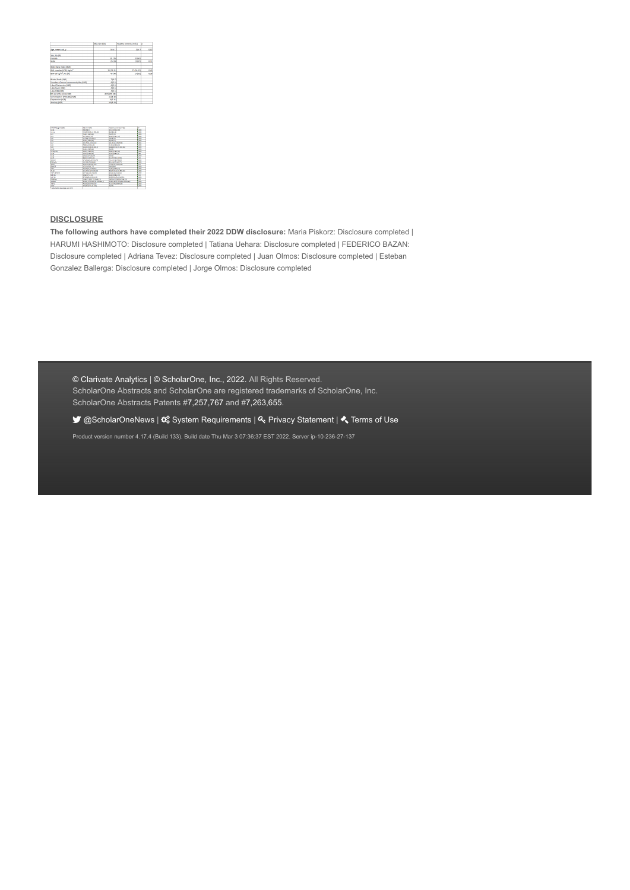## DISCLOSURE

**The following authors have completed their 2022 DDW disclosure:** Maria Piskorz: Disclosure completed | HARUMI HASHIMOTO: Disclosure completed | Tatiana Uehara: Disclosure completed | FEDERICO BAZAN: Disclosure completed | Adriana Tevez: Disclosure completed | Juan Olmos: Disclosure completed | Esteban Gonzalez Ballerga: Disclosure completed | Jorge Olmos: Disclosure completed